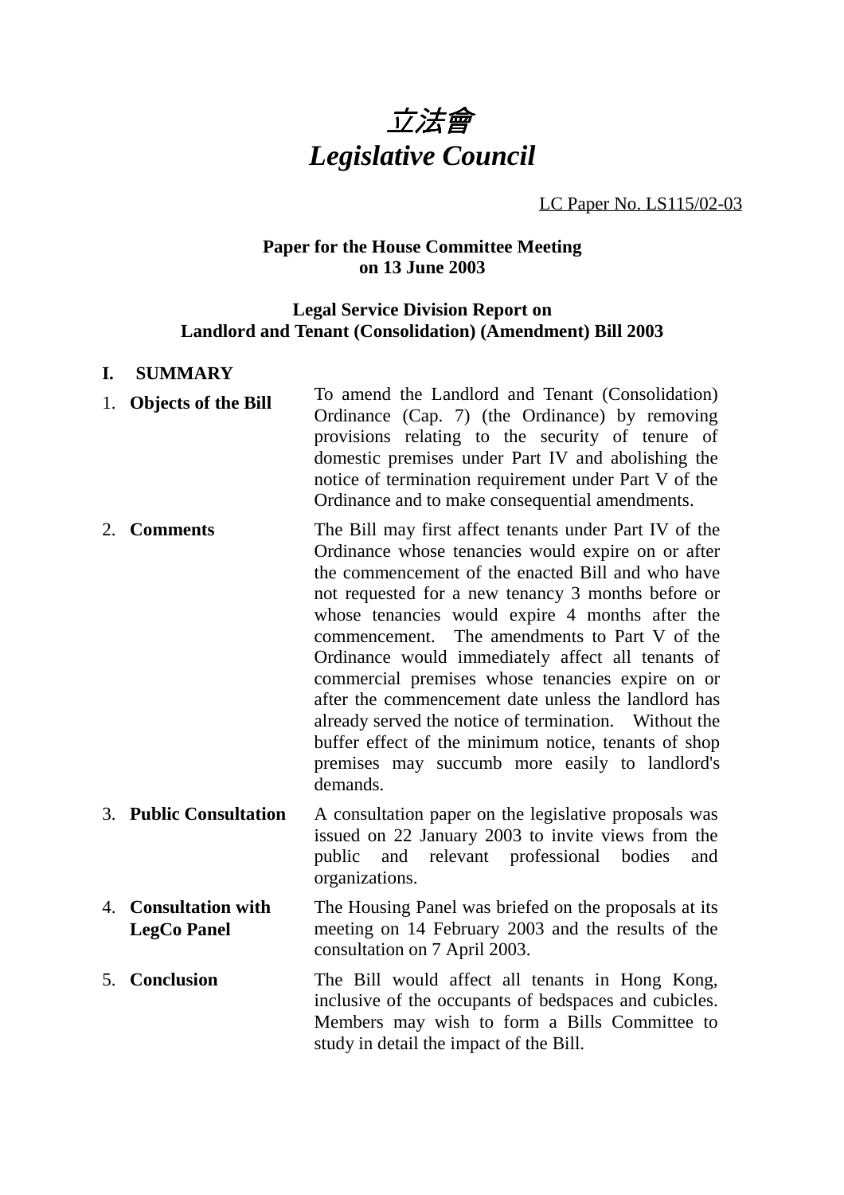# *立法會*
# *Legislative Council*

LC Paper No. LS115/02-03

**Paper for the House Committee Meeting on 13 June 2003**

**Legal Service Division Report on Landlord and Tenant (Consolidation) (Amendment) Bill 2003**

## I. SUMMARY

| | |
|---|---|
| 1. **Objects of the Bill** | To amend the Landlord and Tenant (Consolidation) Ordinance (Cap. 7) (the Ordinance) by removing provisions relating to the security of tenure of domestic premises under Part IV and abolishing the notice of termination requirement under Part V of the Ordinance and to make consequential amendments. |
| 2. **Comments** | The Bill may first affect tenants under Part IV of the Ordinance whose tenancies would expire on or after the commencement of the enacted Bill and who have not requested for a new tenancy 3 months before or whose tenancies would expire 4 months after the commencement. The amendments to Part V of the Ordinance would immediately affect all tenants of commercial premises whose tenancies expire on or after the commencement date unless the landlord has already served the notice of termination. Without the buffer effect of the minimum notice, tenants of shop premises may succumb more easily to landlord's demands. |
| 3. **Public Consultation** | A consultation paper on the legislative proposals was issued on 22 January 2003 to invite views from the public and relevant professional bodies and organizations. |
| 4. **Consultation with LegCo Panel** | The Housing Panel was briefed on the proposals at its meeting on 14 February 2003 and the results of the consultation on 7 April 2003. |
| 5. **Conclusion** | The Bill would affect all tenants in Hong Kong, inclusive of the occupants of bedspaces and cubicles. Members may wish to form a Bills Committee to study in detail the impact of the Bill. |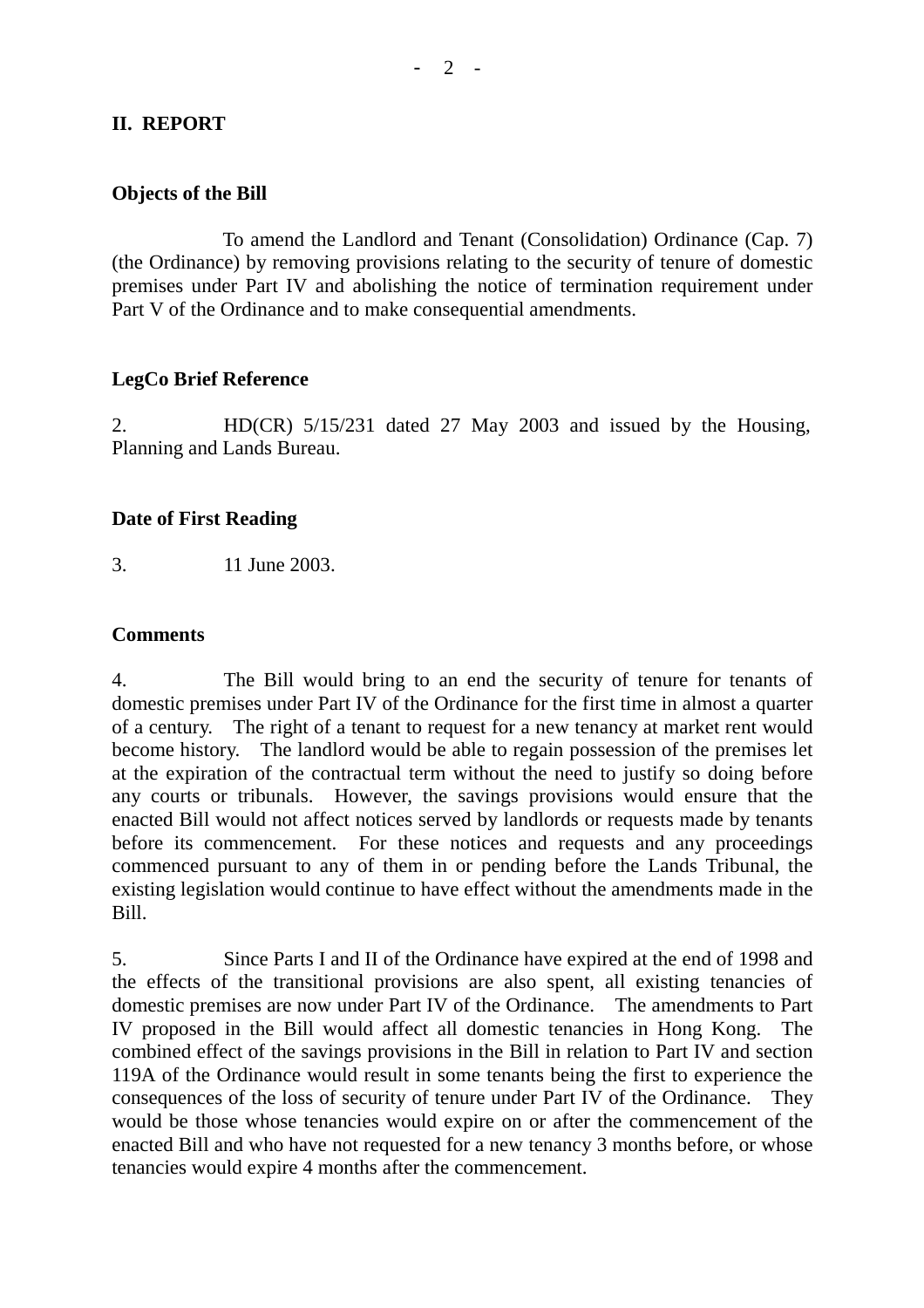## II. REPORT

### Objects of the Bill

To amend the Landlord and Tenant (Consolidation) Ordinance (Cap. 7) (the Ordinance) by removing provisions relating to the security of tenure of domestic premises under Part IV and abolishing the notice of termination requirement under Part V of the Ordinance and to make consequential amendments.

### LegCo Brief Reference

2. HD(CR) 5/15/231 dated 27 May 2003 and issued by the Housing, Planning and Lands Bureau.

### Date of First Reading

3. 11 June 2003.

### Comments

4. The Bill would bring to an end the security of tenure for tenants of domestic premises under Part IV of the Ordinance for the first time in almost a quarter of a century. The right of a tenant to request for a new tenancy at market rent would become history. The landlord would be able to regain possession of the premises let at the expiration of the contractual term without the need to justify so doing before any courts or tribunals. However, the savings provisions would ensure that the enacted Bill would not affect notices served by landlords or requests made by tenants before its commencement. For these notices and requests and any proceedings commenced pursuant to any of them in or pending before the Lands Tribunal, the existing legislation would continue to have effect without the amendments made in the Bill.

5. Since Parts I and II of the Ordinance have expired at the end of 1998 and the effects of the transitional provisions are also spent, all existing tenancies of domestic premises are now under Part IV of the Ordinance. The amendments to Part IV proposed in the Bill would affect all domestic tenancies in Hong Kong. The combined effect of the savings provisions in the Bill in relation to Part IV and section 119A of the Ordinance would result in some tenants being the first to experience the consequences of the loss of security of tenure under Part IV of the Ordinance. They would be those whose tenancies would expire on or after the commencement of the enacted Bill and who have not requested for a new tenancy 3 months before, or whose tenancies would expire 4 months after the commencement.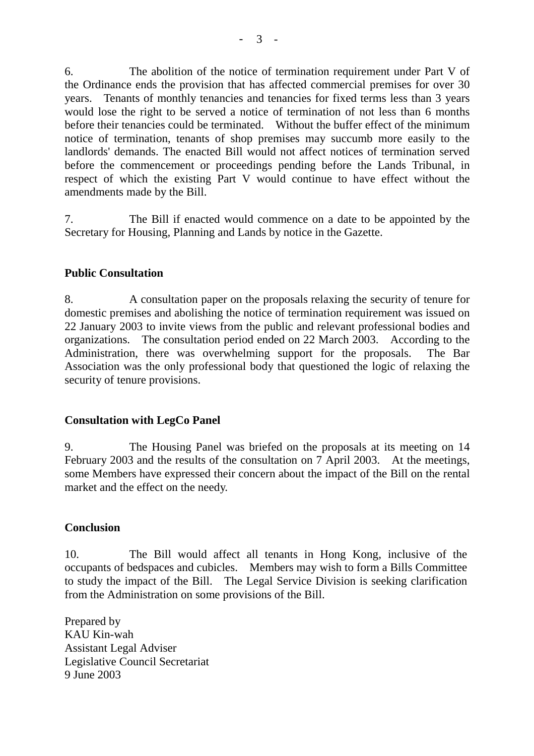6. The abolition of the notice of termination requirement under Part V of the Ordinance ends the provision that has affected commercial premises for over 30 years. Tenants of monthly tenancies and tenancies for fixed terms less than 3 years would lose the right to be served a notice of termination of not less than 6 months before their tenancies could be terminated. Without the buffer effect of the minimum notice of termination, tenants of shop premises may succumb more easily to the landlords' demands. The enacted Bill would not affect notices of termination served before the commencement or proceedings pending before the Lands Tribunal, in respect of which the existing Part V would continue to have effect without the amendments made by the Bill.

7. The Bill if enacted would commence on a date to be appointed by the Secretary for Housing, Planning and Lands by notice in the Gazette.

**Public Consultation**

8. A consultation paper on the proposals relaxing the security of tenure for domestic premises and abolishing the notice of termination requirement was issued on 22 January 2003 to invite views from the public and relevant professional bodies and organizations. The consultation period ended on 22 March 2003. According to the Administration, there was overwhelming support for the proposals. The Bar Association was the only professional body that questioned the logic of relaxing the security of tenure provisions.

**Consultation with LegCo Panel**

9. The Housing Panel was briefed on the proposals at its meeting on 14 February 2003 and the results of the consultation on 7 April 2003. At the meetings, some Members have expressed their concern about the impact of the Bill on the rental market and the effect on the needy.

**Conclusion**

10. The Bill would affect all tenants in Hong Kong, inclusive of the occupants of bedspaces and cubicles. Members may wish to form a Bills Committee to study the impact of the Bill. The Legal Service Division is seeking clarification from the Administration on some provisions of the Bill.

Prepared by
KAU Kin-wah
Assistant Legal Adviser
Legislative Council Secretariat
9 June 2003